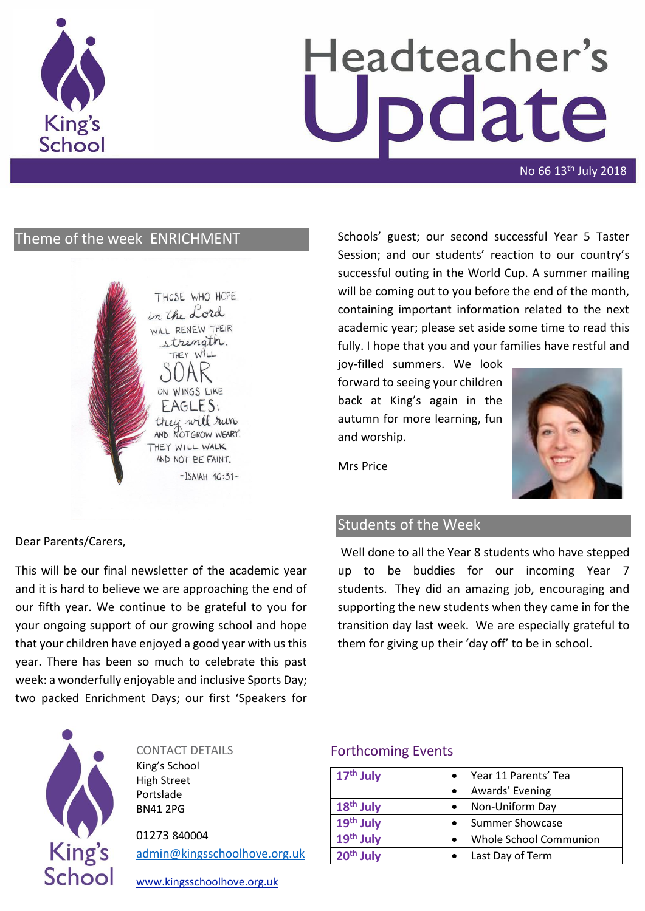# Headteacher's Update

No 66 13th July 2018

## Theme of the week ENRICHMENT

THOSE WHO HOPE in the Lord WILL RENEW THEIR strength. THEY WILL SOAR ON WINGS LIKE EAGLES; they will run AND NOT GROW WEARY. THEY WILL WALK AND NOT BE FAINT.
-ISAIAH 40:31-

Dear Parents/Carers,

This will be our final newsletter of the academic year and it is hard to believe we are approaching the end of our fifth year. We continue to be grateful to you for your ongoing support of our growing school and hope that your children have enjoyed a good year with us this year. There has been so much to celebrate this past week: a wonderfully enjoyable and inclusive Sports Day; two packed Enrichment Days; our first 'Speakers for Schools' guest; our second successful Year 5 Taster Session; and our students' reaction to our country's successful outing in the World Cup. A summer mailing will be coming out to you before the end of the month, containing important information related to the next academic year; please set aside some time to read this fully. I hope that you and your families have restful and joy-filled summers. We look forward to seeing your children back at King's again in the autumn for more learning, fun and worship.

Mrs Price

## Students of the Week

Well done to all the Year 8 students who have stepped up to be buddies for our incoming Year 7 students. They did an amazing job, encouraging and supporting the new students when they came in for the transition day last week. We are especially grateful to them for giving up their 'day off' to be in school.

CONTACT DETAILS
King's School
High Street
Portslade
BN41 2PG

01273 840004
admin@kingsschoolhove.org.uk

www.kingsschoolhove.org.uk

## Forthcoming Events

| Date | Event |
|---|---|
| 17th July | • Year 11 Parents' Tea<br>• Awards' Evening |
| 18th July | • Non-Uniform Day |
| 19th July | • Summer Showcase |
| 19th July | • Whole School Communion |
| 20th July | • Last Day of Term |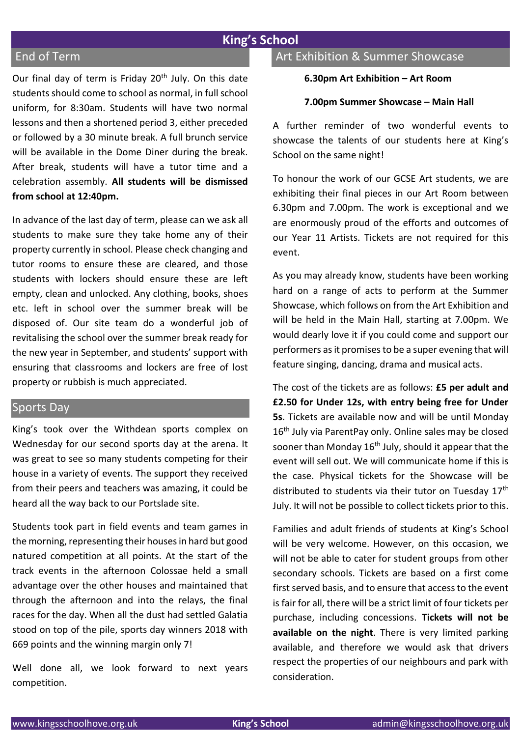# King's School

## End of Term

Our final day of term is Friday 20th July. On this date students should come to school as normal, in full school uniform, for 8:30am. Students will have two normal lessons and then a shortened period 3, either preceded or followed by a 30 minute break. A full brunch service will be available in the Dome Diner during the break. After break, students will have a tutor time and a celebration assembly. **All students will be dismissed from school at 12:40pm.**

In advance of the last day of term, please can we ask all students to make sure they take home any of their property currently in school. Please check changing and tutor rooms to ensure these are cleared, and those students with lockers should ensure these are left empty, clean and unlocked. Any clothing, books, shoes etc. left in school over the summer break will be disposed of. Our site team do a wonderful job of revitalising the school over the summer break ready for the new year in September, and students' support with ensuring that classrooms and lockers are free of lost property or rubbish is much appreciated.

## Sports Day

King's took over the Withdean sports complex on Wednesday for our second sports day at the arena. It was great to see so many students competing for their house in a variety of events. The support they received from their peers and teachers was amazing, it could be heard all the way back to our Portslade site.

Students took part in field events and team games in the morning, representing their houses in hard but good natured competition at all points. At the start of the track events in the afternoon Colossae held a small advantage over the other houses and maintained that through the afternoon and into the relays, the final races for the day. When all the dust had settled Galatia stood on top of the pile, sports day winners 2018 with 669 points and the winning margin only 7!

Well done all, we look forward to next years competition.

## Art Exhibition & Summer Showcase

**6.30pm Art Exhibition – Art Room**

**7.00pm Summer Showcase – Main Hall**

A further reminder of two wonderful events to showcase the talents of our students here at King's School on the same night!

To honour the work of our GCSE Art students, we are exhibiting their final pieces in our Art Room between 6.30pm and 7.00pm. The work is exceptional and we are enormously proud of the efforts and outcomes of our Year 11 Artists. Tickets are not required for this event.

As you may already know, students have been working hard on a range of acts to perform at the Summer Showcase, which follows on from the Art Exhibition and will be held in the Main Hall, starting at 7.00pm. We would dearly love it if you could come and support our performers as it promises to be a super evening that will feature singing, dancing, drama and musical acts.

The cost of the tickets are as follows: **£5 per adult and £2.50 for Under 12s, with entry being free for Under 5s**. Tickets are available now and will be until Monday 16th July via ParentPay only. Online sales may be closed sooner than Monday 16th July, should it appear that the event will sell out. We will communicate home if this is the case. Physical tickets for the Showcase will be distributed to students via their tutor on Tuesday 17th July. It will not be possible to collect tickets prior to this.

Families and adult friends of students at King's School will be very welcome. However, on this occasion, we will not be able to cater for student groups from other secondary schools. Tickets are based on a first come first served basis, and to ensure that access to the event is fair for all, there will be a strict limit of four tickets per purchase, including concessions. **Tickets will not be available on the night**. There is very limited parking available, and therefore we would ask that drivers respect the properties of our neighbours and park with consideration.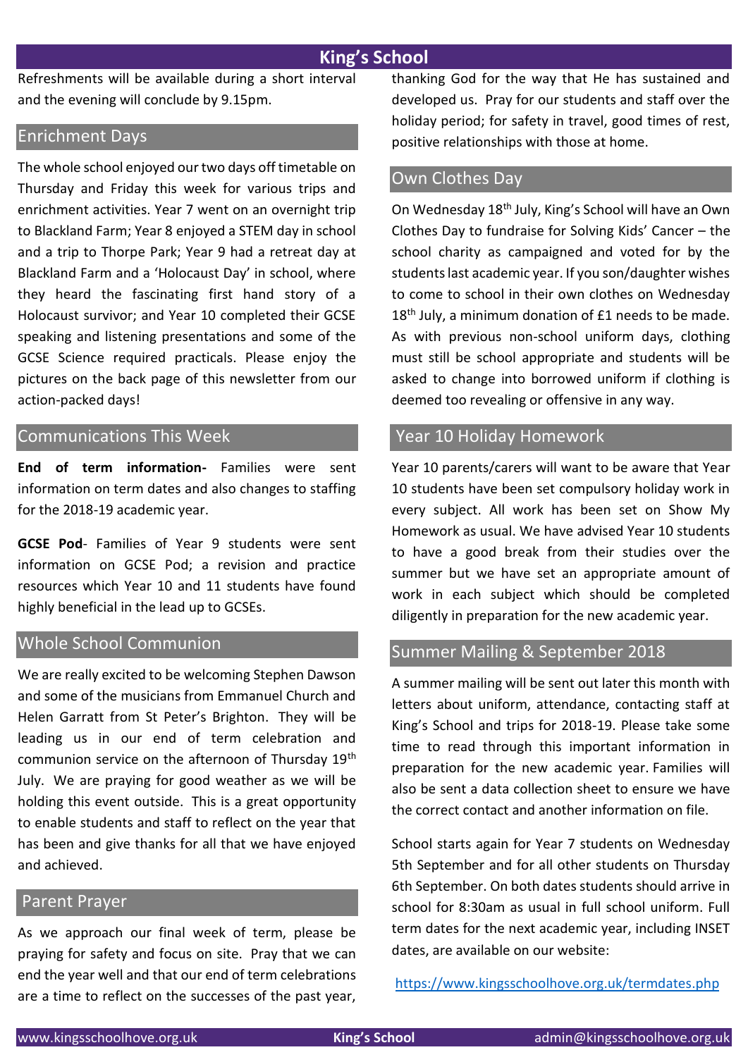Refreshments will be available during a short interval and the evening will conclude by 9.15pm.

## Enrichment Days

The whole school enjoyed our two days off timetable on Thursday and Friday this week for various trips and enrichment activities. Year 7 went on an overnight trip to Blackland Farm; Year 8 enjoyed a STEM day in school and a trip to Thorpe Park; Year 9 had a retreat day at Blackland Farm and a 'Holocaust Day' in school, where they heard the fascinating first hand story of a Holocaust survivor; and Year 10 completed their GCSE speaking and listening presentations and some of the GCSE Science required practicals. Please enjoy the pictures on the back page of this newsletter from our action-packed days!

## Communications This Week

**End of term information-** Families were sent information on term dates and also changes to staffing for the 2018-19 academic year.

**GCSE Pod**- Families of Year 9 students were sent information on GCSE Pod; a revision and practice resources which Year 10 and 11 students have found highly beneficial in the lead up to GCSEs.

## Whole School Communion

We are really excited to be welcoming Stephen Dawson and some of the musicians from Emmanuel Church and Helen Garratt from St Peter's Brighton. They will be leading us in our end of term celebration and communion service on the afternoon of Thursday 19th July. We are praying for good weather as we will be holding this event outside. This is a great opportunity to enable students and staff to reflect on the year that has been and give thanks for all that we have enjoyed and achieved.

## Parent Prayer

As we approach our final week of term, please be praying for safety and focus on site. Pray that we can end the year well and that our end of term celebrations are a time to reflect on the successes of the past year, thanking God for the way that He has sustained and developed us. Pray for our students and staff over the holiday period; for safety in travel, good times of rest, positive relationships with those at home.

## Own Clothes Day

On Wednesday 18th July, King's School will have an Own Clothes Day to fundraise for Solving Kids' Cancer – the school charity as campaigned and voted for by the students last academic year. If you son/daughter wishes to come to school in their own clothes on Wednesday 18th July, a minimum donation of £1 needs to be made. As with previous non-school uniform days, clothing must still be school appropriate and students will be asked to change into borrowed uniform if clothing is deemed too revealing or offensive in any way.

## Year 10 Holiday Homework

Year 10 parents/carers will want to be aware that Year 10 students have been set compulsory holiday work in every subject. All work has been set on Show My Homework as usual. We have advised Year 10 students to have a good break from their studies over the summer but we have set an appropriate amount of work in each subject which should be completed diligently in preparation for the new academic year.

## Summer Mailing & September 2018

A summer mailing will be sent out later this month with letters about uniform, attendance, contacting staff at King's School and trips for 2018-19. Please take some time to read through this important information in preparation for the new academic year. Families will also be sent a data collection sheet to ensure we have the correct contact and another information on file.

School starts again for Year 7 students on Wednesday 5th September and for all other students on Thursday 6th September. On both dates students should arrive in school for 8:30am as usual in full school uniform. Full term dates for the next academic year, including INSET dates, are available on our website:

https://www.kingsschoolhove.org.uk/termdates.php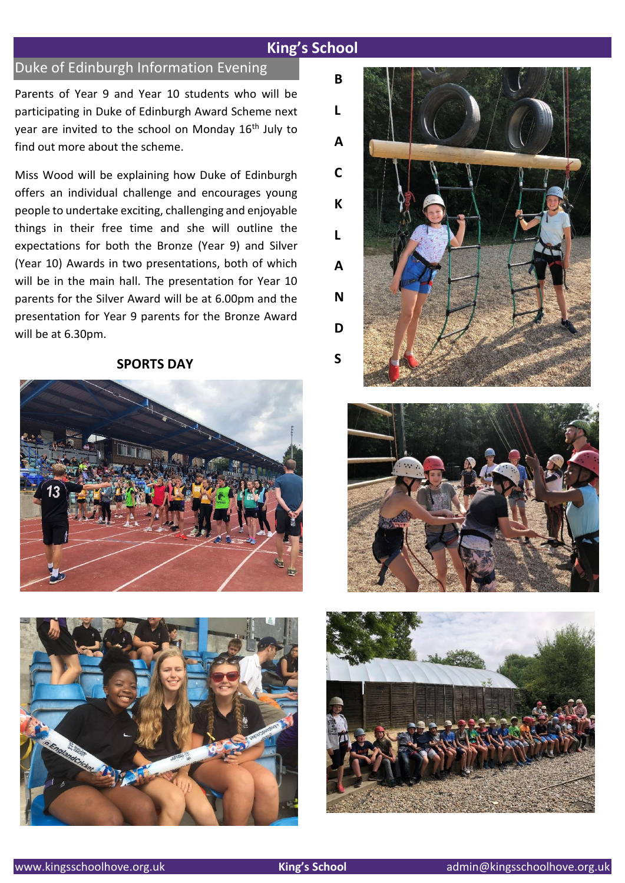## Duke of Edinburgh Information Evening

Parents of Year 9 and Year 10 students who will be participating in Duke of Edinburgh Award Scheme next year are invited to the school on Monday 16th July to find out more about the scheme.

Miss Wood will be explaining how Duke of Edinburgh offers an individual challenge and encourages young people to undertake exciting, challenging and enjoyable things in their free time and she will outline the expectations for both the Bronze (Year 9) and Silver (Year 10) Awards in two presentations, both of which will be in the main hall. The presentation for Year 10 parents for the Silver Award will be at 6.00pm and the presentation for Year 9 parents for the Bronze Award will be at 6.30pm.

### SPORTS DAY

### BLACKLANDS